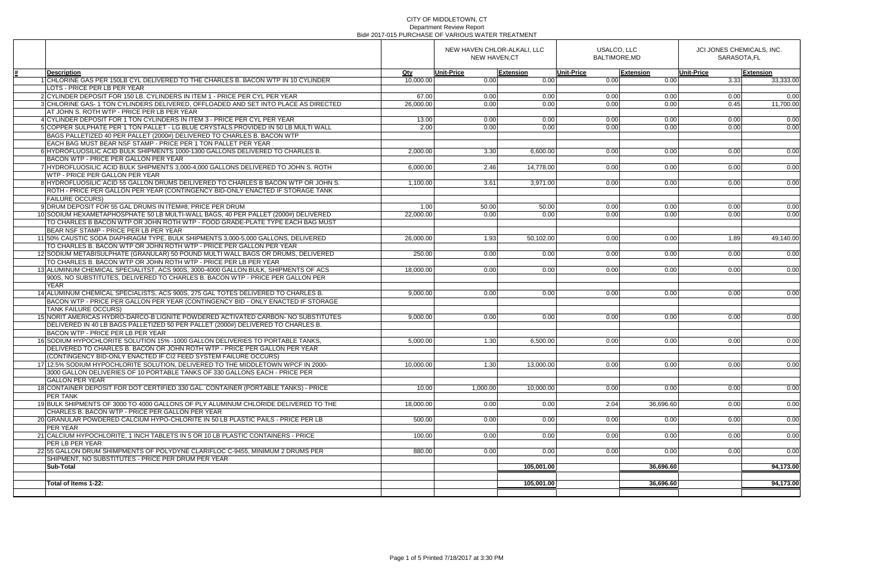CITY OF MIDDLETOWN, CT

Department Review Report

Bid# 2017-015 PURCHASE OF VARIOUS WATER TREATMENT

| # | Description | Qty | NEW HAVEN CHLOR-ALKALI, LLC NEW HAVEN,CT | | USALCO, LLC BALTIMORE,MD | | JCI JONES CHEMICALS, INC. SARASOTA,FL | |
|---|---|---|---|---|---|---|---|---|
| | | | Unit-Price | Extension | Unit-Price | Extension | Unit-Price | Extension |
| 1 | CHLORINE GAS PER 150LB CYL DELIVERED TO THE CHARLES B. BACON WTP IN 10 CYLINDER LOTS - PRICE PER LB PER YEAR | 10,000.00 | 0.00 | 0.00 | 0.00 | 0.00 | 3.33 | 33,333.00 |
| 2 | CYLINDER DEPOSIT FOR 150 LB. CYLINDERS IN ITEM 1 - PRICE PER CYL PER YEAR | 67.00 | 0.00 | 0.00 | 0.00 | 0.00 | 0.00 | 0.00 |
| 3 | CHLORINE GAS- 1 TON CYLINDERS DELIVERED, OFFLOADED AND SET INTO PLACE AS DIRECTED AT JOHN S. ROTH WTP - PRICE PER LB PER YEAR | 26,000.00 | 0.00 | 0.00 | 0.00 | 0.00 | 0.45 | 11,700.00 |
| 4 | CYLINDER DEPOSIT FOR 1 TON CYLINDERS IN ITEM 3 - PRICE PER CYL PER YEAR | 13.00 | 0.00 | 0.00 | 0.00 | 0.00 | 0.00 | 0.00 |
| 5 | COPPER SULPHATE PER 1 TON PALLET - LG BLUE CRYSTALS PROVIDED IN 50 LB MULTI WALL BAGS PALLETIZED 40 PER PALLET (2000#) DELIVERED TO CHARLES B. BACON WTP EACH BAG MUST BEAR NSF STAMP - PRICE PER 1 TON PALLET PER YEAR | 2.00 | 0.00 | 0.00 | 0.00 | 0.00 | 0.00 | 0.00 |
| 6 | HYDROFLUOSILIC ACID BULK SHIPMENTS 1000-1300 GALLONS DELIVERED TO CHARLES B. BACON WTP - PRICE PER GALLON PER YEAR | 2,000.00 | 3.30 | 6,600.00 | 0.00 | 0.00 | 0.00 | 0.00 |
| 7 | HYDROFLUOSILIC ACID BULK SHIPMENTS 3,000-4,000 GALLONS DELIVERED TO JOHN S. ROTH WTP - PRICE PER GALLON PER YEAR | 6,000.00 | 2.46 | 14,778.00 | 0.00 | 0.00 | 0.00 | 0.00 |
| 8 | HYDROFLUOSILIC ACID 55 GALLON DRUMS DEILIVERED TO CHARLES B BACON WTP OR JOHN S. ROTH - PRICE PER GALLON PER YEAR (CONTINGENCY BID-ONLY ENACTED IF STORAGE TANK FAILURE OCCURS) | 1,100.00 | 3.61 | 3,971.00 | 0.00 | 0.00 | 0.00 | 0.00 |
| 9 | DRUM DEPOSIT FOR 55 GAL DRUMS IN ITEM#8, PRICE PER DRUM | 1.00 | 50.00 | 50.00 | 0.00 | 0.00 | 0.00 | 0.00 |
| 10 | SODIUM HEXAMETAPHOSPHATE 50 LB MULTI-WALL BAGS, 40 PER PALLET (2000#) DELIVERED TO CHARLES B BACON WTP OR JOHN ROTH WTP - FOOD GRADE-PLATE TYPE EACH BAG MUST BEAR NSF STAMP - PRICE PER LB PER YEAR | 22,000.00 | 0.00 | 0.00 | 0.00 | 0.00 | 0.00 | 0.00 |
| 11 | 50% CAUSTIC SODA DIAPHRAGM TYPE, BULK SHIPMENTS 3,000-5,000 GALLONS, DELIVERED TO CHARLES B. BACON WTP OR JOHN ROTH WTP - PRICE PER GALLON PER YEAR | 26,000.00 | 1.93 | 50,102.00 | 0.00 | 0.00 | 1.89 | 49,140.00 |
| 12 | SODIUM METABISULPHATE (GRANULAR) 50 POUND MULTI WALL BAGS OR DRUMS, DELIVERED TO CHARLES B. BACON WTP OR JOHN ROTH WTP - PRICE PER LB PER YEAR | 250.00 | 0.00 | 0.00 | 0.00 | 0.00 | 0.00 | 0.00 |
| 13 | ALUMINUM CHEMICAL SPECIALITST, ACS 900S, 3000-4000 GALLON BULK, SHIPMENTS OF ACS 900S, NO SUBSTITUTES, DELIVERED TO CHARLES B. BACON WTP - PRICE PER GALLON PER YEAR | 18,000.00 | 0.00 | 0.00 | 0.00 | 0.00 | 0.00 | 0.00 |
| 14 | ALUMINUM CHEMICAL SPECIALISTS, ACS 900S, 275 GAL TOTES DELIVERED TO CHARLES B. BACON WTP - PRICE PER GALLON PER YEAR (CONTINGENCY BID - ONLY ENACTED IF STORAGE TANK FAILURE OCCURS) | 9,000.00 | 0.00 | 0.00 | 0.00 | 0.00 | 0.00 | 0.00 |
| 15 | NORIT AMERICAS HYDRO-DARCO-B LIGNITE POWDERED ACTIVATED CARBON- NO SUBSTITUTES DELIVERED IN 40 LB BAGS PALLETIZED 50 PER PALLET (2000#) DELIVERED TO CHARLES B. BACON WTP - PRICE PER LB PER YEAR | 9,000.00 | 0.00 | 0.00 | 0.00 | 0.00 | 0.00 | 0.00 |
| 16 | SODIUM HYPOCHLORITE SOLUTION 15% -1000 GALLON DELIVERIES TO PORTABLE TANKS, DELIVERED TO CHARLES B. BACON OR JOHN ROTH WTP - PRICE PER GALLON PER YEAR (CONTINGENCY BID-ONLY ENACTED IF Cl2 FEED SYSTEM FAILURE OCCURS) | 5,000.00 | 1.30 | 6,500.00 | 0.00 | 0.00 | 0.00 | 0.00 |
| 17 | 12.5% SODIUM HYPOCHLORITE SOLUTION, DELIVERED TO THE MIDDLETOWN WPCF IN 2000-3000 GALLON DELIVERIES OF 10 PORTABLE TANKS OF 330 GALLONS EACH - PRICE PER GALLON PER YEAR | 10,000.00 | 1.30 | 13,000.00 | 0.00 | 0.00 | 0.00 | 0.00 |
| 18 | CONTAINER DEPOSIT FOR DOT CERTIFIED 330 GAL. CONTAINER (PORTABLE TANKS) - PRICE PER TANK | 10.00 | 1,000.00 | 10,000.00 | 0.00 | 0.00 | 0.00 | 0.00 |
| 19 | BULK SHIPMENTS OF 3000 TO 4000 GALLONS OF PLY ALUMINUM CHLORIDE DELIVERED TO THE CHARLES B. BACON WTP - PRICE PER GALLON PER YEAR | 18,000.00 | 0.00 | 0.00 | 2.04 | 36,696.60 | 0.00 | 0.00 |
| 20 | GRANULAR POWDERED CALCIUM HYPO-CHLORITE IN 50 LB PLASTIC PAILS - PRICE PER LB PER YEAR | 500.00 | 0.00 | 0.00 | 0.00 | 0.00 | 0.00 | 0.00 |
| 21 | CALCIUM HYPOCHLORITE, 1 INCH TABLETS IN 5 OR 10 LB PLASTIC CONTAINERS - PRICE PER LB PER YEAR | 100.00 | 0.00 | 0.00 | 0.00 | 0.00 | 0.00 | 0.00 |
| 22 | 55 GALLON DRUM SHIMPMENTS OF POLYDYNE CLARIFLOC C-9455, MINIMUM 2 DRUMS PER SHIPMENT, NO SUBSTITUTES - PRICE PER DRUM PER YEAR | 880.00 | 0.00 | 0.00 | 0.00 | 0.00 | 0.00 | 0.00 |
| | **Sub-Total** | | | **105,001.00** | | **36,696.60** | | **94,173.00** |
| | **Total of Items 1-22:** | | | **105,001.00** | | **36,696.60** | | **94,173.00** |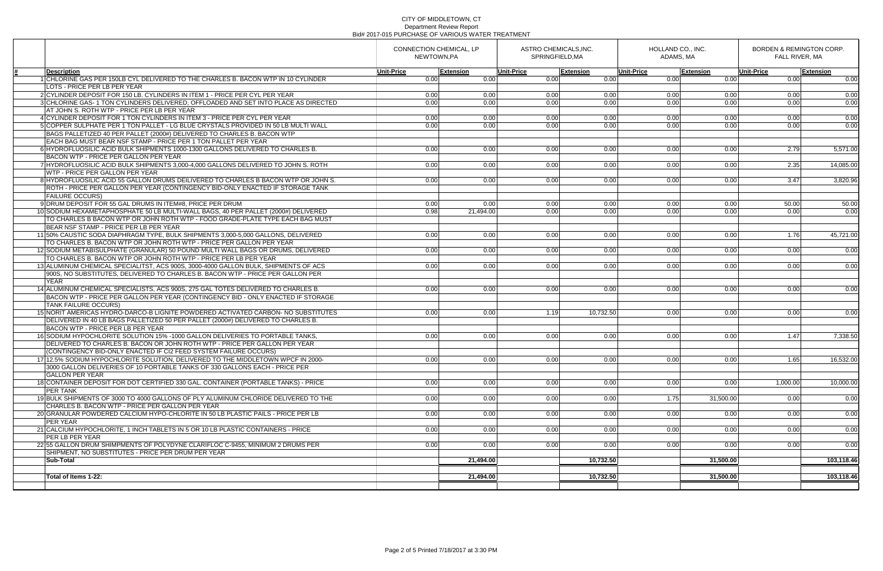CITY OF MIDDLETOWN, CT
Department Review Report
Bid# 2017-015 PURCHASE OF VARIOUS WATER TREATMENT

| # | Description | CONNECTION CHEMICAL, LP NEWTOWN,PA | | ASTRO CHEMICALS,INC. SPRINGFIELD,MA | | HOLLAND CO., INC. ADAMS, MA | | BORDEN & REMINGTON CORP. FALL RIVER, MA | |
|---|---|---|---|---|---|---|---|---|---|
| | | Unit-Price | Extension | Unit-Price | Extension | Unit-Price | Extension | Unit-Price | Extension |
| 1 | CHLORINE GAS PER 150LB CYL DELIVERED TO THE CHARLES B. BACON WTP IN 10 CYLINDER LOTS - PRICE PER LB PER YEAR | 0.00 | 0.00 | 0.00 | 0.00 | 0.00 | 0.00 | 0.00 | 0.00 |
| 2 | CYLINDER DEPOSIT FOR 150 LB. CYLINDERS IN ITEM 1 - PRICE PER CYL PER YEAR | 0.00 | 0.00 | 0.00 | 0.00 | 0.00 | 0.00 | 0.00 | 0.00 |
| 3 | CHLORINE GAS- 1 TON CYLINDERS DELIVERED, OFFLOADED AND SET INTO PLACE AS DIRECTED AT JOHN S. ROTH WTP - PRICE PER LB PER YEAR | 0.00 | 0.00 | 0.00 | 0.00 | 0.00 | 0.00 | 0.00 | 0.00 |
| 4 | CYLINDER DEPOSIT FOR 1 TON CYLINDERS IN ITEM 3 - PRICE PER CYL PER YEAR | 0.00 | 0.00 | 0.00 | 0.00 | 0.00 | 0.00 | 0.00 | 0.00 |
| 5 | COPPER SULPHATE PER 1 TON PALLET - LG BLUE CRYSTALS PROVIDED IN 50 LB MULTI WALL BAGS PALLETIZED 40 PER PALLET (2000#) DELIVERED TO CHARLES B. BACON WTP EACH BAG MUST BEAR NSF STAMP - PRICE PER 1 TON PALLET PER YEAR | 0.00 | 0.00 | 0.00 | 0.00 | 0.00 | 0.00 | 0.00 | 0.00 |
| 6 | HYDROFLUOSILIC ACID BULK SHIPMENTS 1000-1300 GALLONS DELIVERED TO CHARLES B. BACON WTP - PRICE PER GALLON PER YEAR | 0.00 | 0.00 | 0.00 | 0.00 | 0.00 | 0.00 | 2.79 | 5,571.00 |
| 7 | HYDROFLUOSILIC ACID BULK SHIPMENTS 3,000-4,000 GALLONS DELIVERED TO JOHN S. ROTH WTP - PRICE PER GALLON PER YEAR | 0.00 | 0.00 | 0.00 | 0.00 | 0.00 | 0.00 | 2.35 | 14,085.00 |
| 8 | HYDROFLUOSILIC ACID 55 GALLON DRUMS DEILIVERED TO CHARLES B BACON WTP OR JOHN S. ROTH - PRICE PER GALLON PER YEAR (CONTINGENCY BID-ONLY ENACTED IF STORAGE TANK FAILURE OCCURS) | 0.00 | 0.00 | 0.00 | 0.00 | 0.00 | 0.00 | 3.47 | 3,820.96 |
| 9 | DRUM DEPOSIT FOR 55 GAL DRUMS IN ITEM#8, PRICE PER DRUM | 0.00 | 0.00 | 0.00 | 0.00 | 0.00 | 0.00 | 50.00 | 50.00 |
| 10 | SODIUM HEXAMETAPHOSPHATE 50 LB MULTI-WALL BAGS, 40 PER PALLET (2000#) DELIVERED TO CHARLES B BACON WTP OR JOHN ROTH WTP - FOOD GRADE-PLATE TYPE EACH BAG MUST BEAR NSF STAMP - PRICE PER LB PER YEAR | 0.98 | 21,494.00 | 0.00 | 0.00 | 0.00 | 0.00 | 0.00 | 0.00 |
| 11 | 50% CAUSTIC SODA DIAPHRAGM TYPE, BULK SHIPMENTS 3,000-5,000 GALLONS, DELIVERED TO CHARLES B. BACON WTP OR JOHN ROTH WTP - PRICE PER GALLON PER YEAR | 0.00 | 0.00 | 0.00 | 0.00 | 0.00 | 0.00 | 1.76 | 45,721.00 |
| 12 | SODIUM METABISULPHATE (GRANULAR) 50 POUND MULTI WALL BAGS OR DRUMS, DELIVERED TO CHARLES B. BACON WTP OR JOHN ROTH WTP - PRICE PER LB PER YEAR | 0.00 | 0.00 | 0.00 | 0.00 | 0.00 | 0.00 | 0.00 | 0.00 |
| 13 | ALUMINUM CHEMICAL SPECIALITST, ACS 900S, 3000-4000 GALLON BULK, SHIPMENTS OF ACS 900S, NO SUBSTITUTES, DELIVERED TO CHARLES B. BACON WTP - PRICE PER GALLON PER YEAR | 0.00 | 0.00 | 0.00 | 0.00 | 0.00 | 0.00 | 0.00 | 0.00 |
| 14 | ALUMINUM CHEMICAL SPECIALISTS, ACS 900S, 275 GAL TOTES DELIVERED TO CHARLES B. BACON WTP - PRICE PER GALLON PER YEAR (CONTINGENCY BID - ONLY ENACTED IF STORAGE TANK FAILURE OCCURS) | 0.00 | 0.00 | 0.00 | 0.00 | 0.00 | 0.00 | 0.00 | 0.00 |
| 15 | NORIT AMERICAS HYDRO-DARCO-B LIGNITE POWDERED ACTIVATED CARBON- NO SUBSTITUTES DELIVERED IN 40 LB BAGS PALLETIZED 50 PER PALLET (2000#) DELIVERED TO CHARLES B. BACON WTP - PRICE PER LB PER YEAR | 0.00 | 0.00 | 1.19 | 10,732.50 | 0.00 | 0.00 | 0.00 | 0.00 |
| 16 | SODIUM HYPOCHLORITE SOLUTION 15% -1000 GALLON DELIVERIES TO PORTABLE TANKS, DELIVERED TO CHARLES B. BACON OR JOHN ROTH WTP - PRICE PER GALLON PER YEAR (CONTINGENCY BID-ONLY ENACTED IF Cl2 FEED SYSTEM FAILURE OCCURS) | 0.00 | 0.00 | 0.00 | 0.00 | 0.00 | 0.00 | 1.47 | 7,338.50 |
| 17 | 12.5% SODIUM HYPOCHLORITE SOLUTION, DELIVERED TO THE MIDDLETOWN WPCF IN 2000-3000 GALLON DELIVERIES OF 10 PORTABLE TANKS OF 330 GALLONS EACH - PRICE PER GALLON PER YEAR | 0.00 | 0.00 | 0.00 | 0.00 | 0.00 | 0.00 | 1.65 | 16,532.00 |
| 18 | CONTAINER DEPOSIT FOR DOT CERTIFIED 330 GAL. CONTAINER (PORTABLE TANKS) - PRICE PER TANK | 0.00 | 0.00 | 0.00 | 0.00 | 0.00 | 0.00 | 1,000.00 | 10,000.00 |
| 19 | BULK SHIPMENTS OF 3000 TO 4000 GALLONS OF PLY ALUMINUM CHLORIDE DELIVERED TO THE CHARLES B. BACON WTP - PRICE PER GALLON PER YEAR | 0.00 | 0.00 | 0.00 | 0.00 | 1.75 | 31,500.00 | 0.00 | 0.00 |
| 20 | GRANULAR POWDERED CALCIUM HYPO-CHLORITE IN 50 LB PLASTIC PAILS - PRICE PER LB PER YEAR | 0.00 | 0.00 | 0.00 | 0.00 | 0.00 | 0.00 | 0.00 | 0.00 |
| 21 | CALCIUM HYPOCHLORITE, 1 INCH TABLETS IN 5 OR 10 LB PLASTIC CONTAINERS - PRICE PER LB PER YEAR | 0.00 | 0.00 | 0.00 | 0.00 | 0.00 | 0.00 | 0.00 | 0.00 |
| 22 | 55 GALLON DRUM SHIMPMENTS OF POLYDYNE CLARIFLOC C-9455, MINIMUM 2 DRUMS PER SHIPMENT, NO SUBSTITUTES - PRICE PER DRUM PER YEAR | 0.00 | 0.00 | 0.00 | 0.00 | 0.00 | 0.00 | 0.00 | 0.00 |
| | **Sub-Total** | | **21,494.00** | | **10,732.50** | | **31,500.00** | | **103,118.46** |
| | **Total of Items 1-22:** | | **21,494.00** | | **10,732.50** | | **31,500.00** | | **103,118.46** |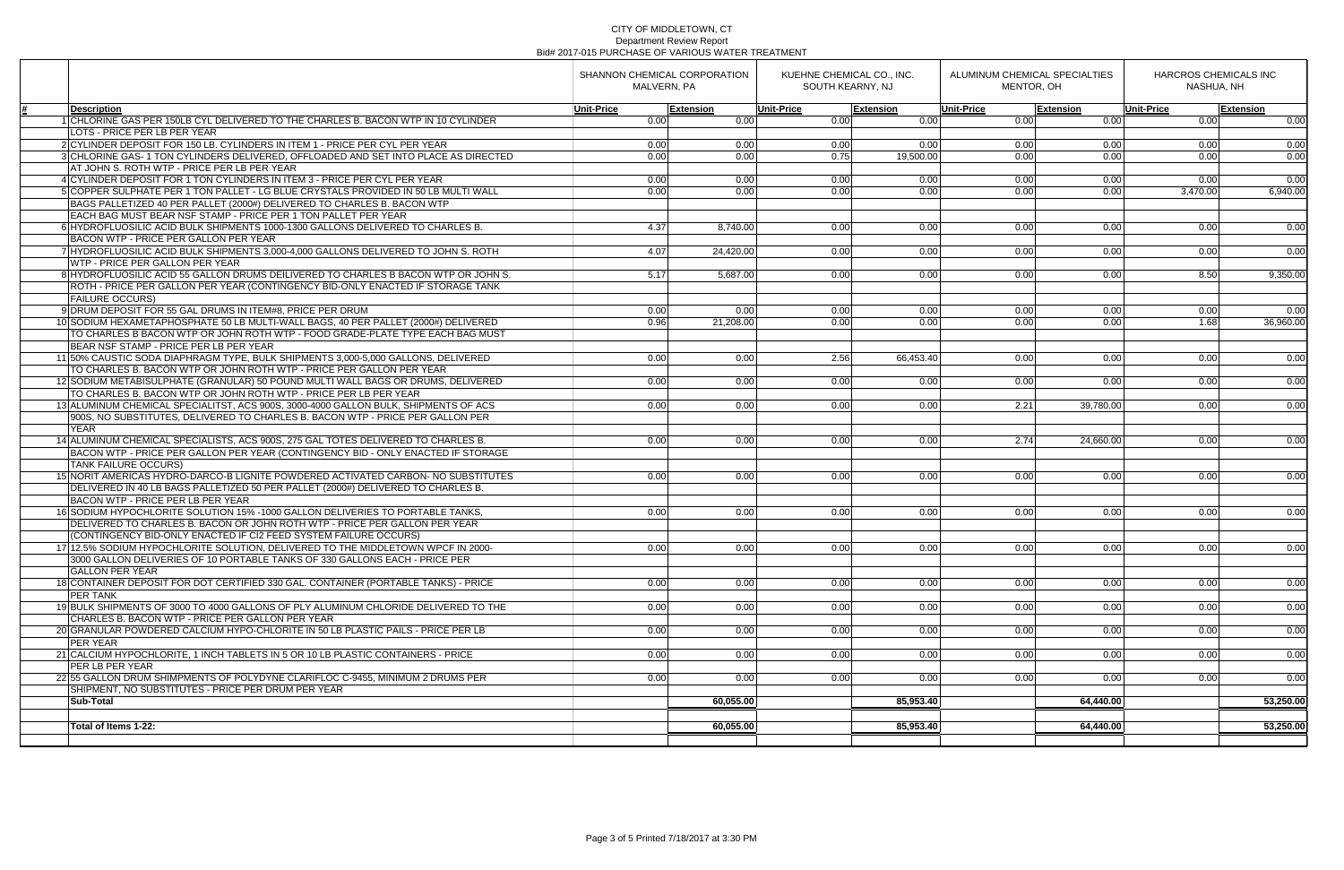CITY OF MIDDLETOWN, CT
Department Review Report
Bid# 2017-015 PURCHASE OF VARIOUS WATER TREATMENT

| # | Description | SHANNON CHEMICAL CORPORATION MALVERN, PA | | KUEHNE CHEMICAL CO., INC. SOUTH KEARNY, NJ | | ALUMINUM CHEMICAL SPECIALTIES MENTOR, OH | | HARCROS CHEMICALS INC NASHUA, NH | |
|---|---|---|---|---|---|---|---|---|---|
| | | Unit-Price | Extension | Unit-Price | Extension | Unit-Price | Extension | Unit-Price | Extension |
| 1 | CHLORINE GAS PER 150LB CYL DELIVERED TO THE CHARLES B. BACON WTP IN 10 CYLINDER LOTS - PRICE PER LB PER YEAR | 0.00 | 0.00 | 0.00 | 0.00 | 0.00 | 0.00 | 0.00 | 0.00 |
| 2 | CYLINDER DEPOSIT FOR 150 LB. CYLINDERS IN ITEM 1 - PRICE PER CYL PER YEAR | 0.00 | 0.00 | 0.00 | 0.00 | 0.00 | 0.00 | 0.00 | 0.00 |
| 3 | CHLORINE GAS- 1 TON CYLINDERS DELIVERED, OFFLOADED AND SET INTO PLACE AS DIRECTED AT JOHN S. ROTH WTP - PRICE PER LB PER YEAR | 0.00 | 0.00 | 0.75 | 19,500.00 | 0.00 | 0.00 | 0.00 | 0.00 |
| 4 | CYLINDER DEPOSIT FOR 1 TON CYLINDERS IN ITEM 3 - PRICE PER CYL PER YEAR | 0.00 | 0.00 | 0.00 | 0.00 | 0.00 | 0.00 | 0.00 | 0.00 |
| 5 | COPPER SULPHATE PER 1 TON PALLET - LG BLUE CRYSTALS PROVIDED IN 50 LB MULTI WALL BAGS PALLETIZED 40 PER PALLET (2000#) DELIVERED TO CHARLES B. BACON WTP EACH BAG MUST BEAR NSF STAMP - PRICE PER 1 TON PALLET PER YEAR | 0.00 | 0.00 | 0.00 | 0.00 | 0.00 | 0.00 | 3,470.00 | 6,940.00 |
| 6 | HYDROFLUOSILIC ACID BULK SHIPMENTS 1000-1300 GALLONS DELIVERED TO CHARLES B. BACON WTP - PRICE PER GALLON PER YEAR | 4.37 | 8,740.00 | 0.00 | 0.00 | 0.00 | 0.00 | 0.00 | 0.00 |
| 7 | HYDROFLUOSILIC ACID BULK SHIPMENTS 3,000-4,000 GALLONS DELIVERED TO JOHN S. ROTH WTP - PRICE PER GALLON PER YEAR | 4.07 | 24,420.00 | 0.00 | 0.00 | 0.00 | 0.00 | 0.00 | 0.00 |
| 8 | HYDROFLUOSILIC ACID 55 GALLON DRUMS DEILIVERED TO CHARLES B BACON WTP OR JOHN S. ROTH - PRICE PER GALLON PER YEAR (CONTINGENCY BID-ONLY ENACTED IF STORAGE TANK FAILURE OCCURS) | 5.17 | 5,687.00 | 0.00 | 0.00 | 0.00 | 0.00 | 8.50 | 9,350.00 |
| 9 | DRUM DEPOSIT FOR 55 GAL DRUMS IN ITEM#8, PRICE PER DRUM | 0.00 | 0.00 | 0.00 | 0.00 | 0.00 | 0.00 | 0.00 | 0.00 |
| 10 | SODIUM HEXAMETAPHOSPHATE 50 LB MULTI-WALL BAGS, 40 PER PALLET (2000#) DELIVERED TO CHARLES B BACON WTP OR JOHN ROTH WTP - FOOD GRADE-PLATE TYPE EACH BAG MUST BEAR NSF STAMP - PRICE PER LB PER YEAR | 0.96 | 21,208.00 | 0.00 | 0.00 | 0.00 | 0.00 | 1.68 | 36,960.00 |
| 11 | 50% CAUSTIC SODA DIAPHRAGM TYPE, BULK SHIPMENTS 3,000-5,000 GALLONS, DELIVERED TO CHARLES B. BACON WTP OR JOHN ROTH WTP - PRICE PER GALLON PER YEAR | 0.00 | 0.00 | 2.56 | 66,453.40 | 0.00 | 0.00 | 0.00 | 0.00 |
| 12 | SODIUM METABISULPHATE (GRANULAR) 50 POUND MULTI WALL BAGS OR DRUMS, DELIVERED TO CHARLES B. BACON WTP OR JOHN ROTH WTP - PRICE PER LB PER YEAR | 0.00 | 0.00 | 0.00 | 0.00 | 0.00 | 0.00 | 0.00 | 0.00 |
| 13 | ALUMINUM CHEMICAL SPECIALITST, ACS 900S, 3000-4000 GALLON BULK, SHIPMENTS OF ACS 900S, NO SUBSTITUTES, DELIVERED TO CHARLES B. BACON WTP - PRICE PER GALLON PER YEAR | 0.00 | 0.00 | 0.00 | 0.00 | 2.21 | 39,780.00 | 0.00 | 0.00 |
| 14 | ALUMINUM CHEMICAL SPECIALISTS, ACS 900S, 275 GAL TOTES DELIVERED TO CHARLES B. BACON WTP - PRICE PER GALLON PER YEAR (CONTINGENCY BID - ONLY ENACTED IF STORAGE TANK FAILURE OCCURS) | 0.00 | 0.00 | 0.00 | 0.00 | 2.74 | 24,660.00 | 0.00 | 0.00 |
| 15 | NORIT AMERICAS HYDRO-DARCO-B LIGNITE POWDERED ACTIVATED CARBON- NO SUBSTITUTES DELIVERED IN 40 LB BAGS PALLETIZED 50 PER PALLET (2000#) DELIVERED TO CHARLES B. BACON WTP - PRICE PER LB PER YEAR | 0.00 | 0.00 | 0.00 | 0.00 | 0.00 | 0.00 | 0.00 | 0.00 |
| 16 | SODIUM HYPOCHLORITE SOLUTION 15% -1000 GALLON DELIVERIES TO PORTABLE TANKS, DELIVERED TO CHARLES B. BACON OR JOHN ROTH WTP - PRICE PER GALLON PER YEAR (CONTINGENCY BID-ONLY ENACTED IF Cl2 FEED SYSTEM FAILURE OCCURS) | 0.00 | 0.00 | 0.00 | 0.00 | 0.00 | 0.00 | 0.00 | 0.00 |
| 17 | 12.5% SODIUM HYPOCHLORITE SOLUTION, DELIVERED TO THE MIDDLETOWN WPCF IN 2000-3000 GALLON DELIVERIES OF 10 PORTABLE TANKS OF 330 GALLONS EACH - PRICE PER GALLON PER YEAR | 0.00 | 0.00 | 0.00 | 0.00 | 0.00 | 0.00 | 0.00 | 0.00 |
| 18 | CONTAINER DEPOSIT FOR DOT CERTIFIED 330 GAL. CONTAINER (PORTABLE TANKS) - PRICE PER TANK | 0.00 | 0.00 | 0.00 | 0.00 | 0.00 | 0.00 | 0.00 | 0.00 |
| 19 | BULK SHIPMENTS OF 3000 TO 4000 GALLONS OF PLY ALUMINUM CHLORIDE DELIVERED TO THE CHARLES B. BACON WTP - PRICE PER GALLON PER YEAR | 0.00 | 0.00 | 0.00 | 0.00 | 0.00 | 0.00 | 0.00 | 0.00 |
| 20 | GRANULAR POWDERED CALCIUM HYPO-CHLORITE IN 50 LB PLASTIC PAILS - PRICE PER LB PER YEAR | 0.00 | 0.00 | 0.00 | 0.00 | 0.00 | 0.00 | 0.00 | 0.00 |
| 21 | CALCIUM HYPOCHLORITE, 1 INCH TABLETS IN 5 OR 10 LB PLASTIC CONTAINERS - PRICE PER LB PER YEAR | 0.00 | 0.00 | 0.00 | 0.00 | 0.00 | 0.00 | 0.00 | 0.00 |
| 22 | 55 GALLON DRUM SHIMPMENTS OF POLYDYNE CLARIFLOC C-9455, MINIMUM 2 DRUMS PER SHIPMENT, NO SUBSTITUTES - PRICE PER DRUM PER YEAR | 0.00 | 0.00 | 0.00 | 0.00 | 0.00 | 0.00 | 0.00 | 0.00 |
| | **Sub-Total** | | **60,055.00** | | **85,953.40** | | **64,440.00** | | **53,250.00** |
| | **Total of Items 1-22:** | | **60,055.00** | | **85,953.40** | | **64,440.00** | | **53,250.00** |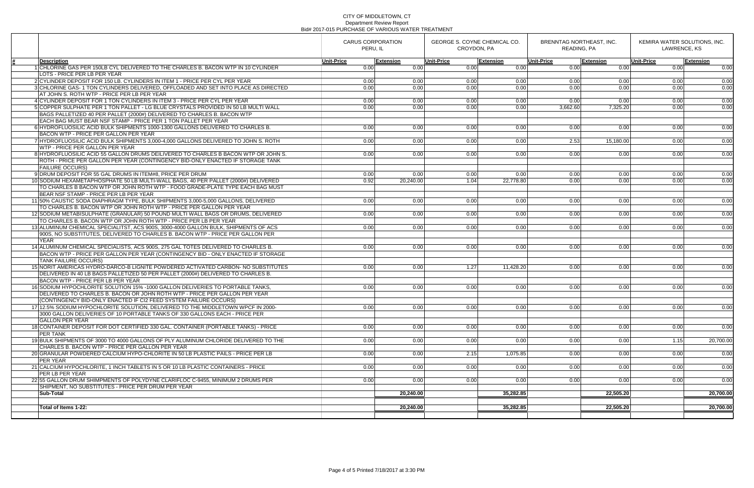# CITY OF MIDDLETOWN, CT

## Department Review Report

### Bid# 2017-015 PURCHASE OF VARIOUS WATER TREATMENT

| # | Description | CARUS CORPORATION PERU, IL | | GEORGE S. COYNE CHEMICAL CO. CROYDON, PA | | BRENNTAG NORTHEAST, INC. READING, PA | | KEMIRA WATER SOLUTIONS, INC. LAWRENCE, KS | |
|---|---|---|---|---|---|---|---|---|---|
| | | Unit-Price | Extension | Unit-Price | Extension | Unit-Price | Extension | Unit-Price | Extension |
| 1 | CHLORINE GAS PER 150LB CYL DELIVERED TO THE CHARLES B. BACON WTP IN 10 CYLINDER LOTS - PRICE PER LB PER YEAR | 0.00 | 0.00 | 0.00 | 0.00 | 0.00 | 0.00 | 0.00 | 0.00 |
| 2 | CYLINDER DEPOSIT FOR 150 LB. CYLINDERS IN ITEM 1 - PRICE PER CYL PER YEAR | 0.00 | 0.00 | 0.00 | 0.00 | 0.00 | 0.00 | 0.00 | 0.00 |
| 3 | CHLORINE GAS- 1 TON CYLINDERS DELIVERED, OFFLOADED AND SET INTO PLACE AS DIRECTED AT JOHN S. ROTH WTP - PRICE PER LB PER YEAR | 0.00 | 0.00 | 0.00 | 0.00 | 0.00 | 0.00 | 0.00 | 0.00 |
| 4 | CYLINDER DEPOSIT FOR 1 TON CYLINDERS IN ITEM 3 - PRICE PER CYL PER YEAR | 0.00 | 0.00 | 0.00 | 0.00 | 0.00 | 0.00 | 0.00 | 0.00 |
| 5 | COPPER SULPHATE PER 1 TON PALLET - LG BLUE CRYSTALS PROVIDED IN 50 LB MULTI WALL BAGS PALLETIZED 40 PER PALLET (2000#) DELIVERED TO CHARLES B. BACON WTP EACH BAG MUST BEAR NSF STAMP - PRICE PER 1 TON PALLET PER YEAR | 0.00 | 0.00 | 0.00 | 0.00 | 3,662.60 | 7,325.20 | 0.00 | 0.00 |
| 6 | HYDROFLUOSILIC ACID BULK SHIPMENTS 1000-1300 GALLONS DELIVERED TO CHARLES B. BACON WTP - PRICE PER GALLON PER YEAR | 0.00 | 0.00 | 0.00 | 0.00 | 0.00 | 0.00 | 0.00 | 0.00 |
| 7 | HYDROFLUOSILIC ACID BULK SHIPMENTS 3,000-4,000 GALLONS DELIVERED TO JOHN S. ROTH WTP - PRICE PER GALLON PER YEAR | 0.00 | 0.00 | 0.00 | 0.00 | 2.53 | 15,180.00 | 0.00 | 0.00 |
| 8 | HYDROFLUOSILIC ACID 55 GALLON DRUMS DEILIVERED TO CHARLES B BACON WTP OR JOHN S. ROTH - PRICE PER GALLON PER YEAR (CONTINGENCY BID-ONLY ENACTED IF STORAGE TANK FAILURE OCCURS) | 0.00 | 0.00 | 0.00 | 0.00 | 0.00 | 0.00 | 0.00 | 0.00 |
| 9 | DRUM DEPOSIT FOR 55 GAL DRUMS IN ITEM#8, PRICE PER DRUM | 0.00 | 0.00 | 0.00 | 0.00 | 0.00 | 0.00 | 0.00 | 0.00 |
| 10 | SODIUM HEXAMETAPHOSPHATE 50 LB MULTI-WALL BAGS, 40 PER PALLET (2000#) DELIVERED TO CHARLES B BACON WTP OR JOHN ROTH WTP - FOOD GRADE-PLATE TYPE EACH BAG MUST BEAR NSF STAMP - PRICE PER LB PER YEAR | 0.92 | 20,240.00 | 1.04 | 22,778.80 | 0.00 | 0.00 | 0.00 | 0.00 |
| 11 | 50% CAUSTIC SODA DIAPHRAGM TYPE, BULK SHIPMENTS 3,000-5,000 GALLONS, DELIVERED TO CHARLES B. BACON WTP OR JOHN ROTH WTP - PRICE PER GALLON PER YEAR | 0.00 | 0.00 | 0.00 | 0.00 | 0.00 | 0.00 | 0.00 | 0.00 |
| 12 | SODIUM METABISULPHATE (GRANULAR) 50 POUND MULTI WALL BAGS OR DRUMS, DELIVERED TO CHARLES B. BACON WTP OR JOHN ROTH WTP - PRICE PER LB PER YEAR | 0.00 | 0.00 | 0.00 | 0.00 | 0.00 | 0.00 | 0.00 | 0.00 |
| 13 | ALUMINUM CHEMICAL SPECIALITST, ACS 900S, 3000-4000 GALLON BULK, SHIPMENTS OF ACS 900S, NO SUBSTITUTES, DELIVERED TO CHARLES B. BACON WTP - PRICE PER GALLON PER YEAR | 0.00 | 0.00 | 0.00 | 0.00 | 0.00 | 0.00 | 0.00 | 0.00 |
| 14 | ALUMINUM CHEMICAL SPECIALISTS, ACS 900S, 275 GAL TOTES DELIVERED TO CHARLES B. BACON WTP - PRICE PER GALLON PER YEAR (CONTINGENCY BID - ONLY ENACTED IF STORAGE TANK FAILURE OCCURS) | 0.00 | 0.00 | 0.00 | 0.00 | 0.00 | 0.00 | 0.00 | 0.00 |
| 15 | NORIT AMERICAS HYDRO-DARCO-B LIGNITE POWDERED ACTIVATED CARBON- NO SUBSTITUTES DELIVERED IN 40 LB BAGS PALLETIZED 50 PER PALLET (2000#) DELIVERED TO CHARLES B. BACON WTP - PRICE PER LB PER YEAR | 0.00 | 0.00 | 1.27 | 11,428.20 | 0.00 | 0.00 | 0.00 | 0.00 |
| 16 | SODIUM HYPOCHLORITE SOLUTION 15% -1000 GALLON DELIVERIES TO PORTABLE TANKS, DELIVERED TO CHARLES B. BACON OR JOHN ROTH WTP - PRICE PER GALLON PER YEAR (CONTINGENCY BID-ONLY ENACTED IF Cl2 FEED SYSTEM FAILURE OCCURS) | 0.00 | 0.00 | 0.00 | 0.00 | 0.00 | 0.00 | 0.00 | 0.00 |
| 17 | 12.5% SODIUM HYPOCHLORITE SOLUTION, DELIVERED TO THE MIDDLETOWN WPCF IN 2000-3000 GALLON DELIVERIES OF 10 PORTABLE TANKS OF 330 GALLONS EACH - PRICE PER GALLON PER YEAR | 0.00 | 0.00 | 0.00 | 0.00 | 0.00 | 0.00 | 0.00 | 0.00 |
| 18 | CONTAINER DEPOSIT FOR DOT CERTIFIED 330 GAL. CONTAINER (PORTABLE TANKS) - PRICE PER TANK | 0.00 | 0.00 | 0.00 | 0.00 | 0.00 | 0.00 | 0.00 | 0.00 |
| 19 | BULK SHIPMENTS OF 3000 TO 4000 GALLONS OF PLY ALUMINUM CHLORIDE DELIVERED TO THE CHARLES B. BACON WTP - PRICE PER GALLON PER YEAR | 0.00 | 0.00 | 0.00 | 0.00 | 0.00 | 0.00 | 1.15 | 20,700.00 |
| 20 | GRANULAR POWDERED CALCIUM HYPO-CHLORITE IN 50 LB PLASTIC PAILS - PRICE PER LB PER YEAR | 0.00 | 0.00 | 2.15 | 1,075.85 | 0.00 | 0.00 | 0.00 | 0.00 |
| 21 | CALCIUM HYPOCHLORITE, 1 INCH TABLETS IN 5 OR 10 LB PLASTIC CONTAINERS - PRICE PER LB PER YEAR | 0.00 | 0.00 | 0.00 | 0.00 | 0.00 | 0.00 | 0.00 | 0.00 |
| 22 | 55 GALLON DRUM SHIMPMENTS OF POLYDYNE CLARIFLOC C-9455, MINIMUM 2 DRUMS PER SHIPMENT, NO SUBSTITUTES - PRICE PER DRUM PER YEAR | 0.00 | 0.00 | 0.00 | 0.00 | 0.00 | 0.00 | 0.00 | 0.00 |
| | **Sub-Total** | | **20,240.00** | | **35,282.85** | | **22,505.20** | | **20,700.00** |
| | **Total of Items 1-22:** | | **20,240.00** | | **35,282.85** | | **22,505.20** | | **20,700.00** |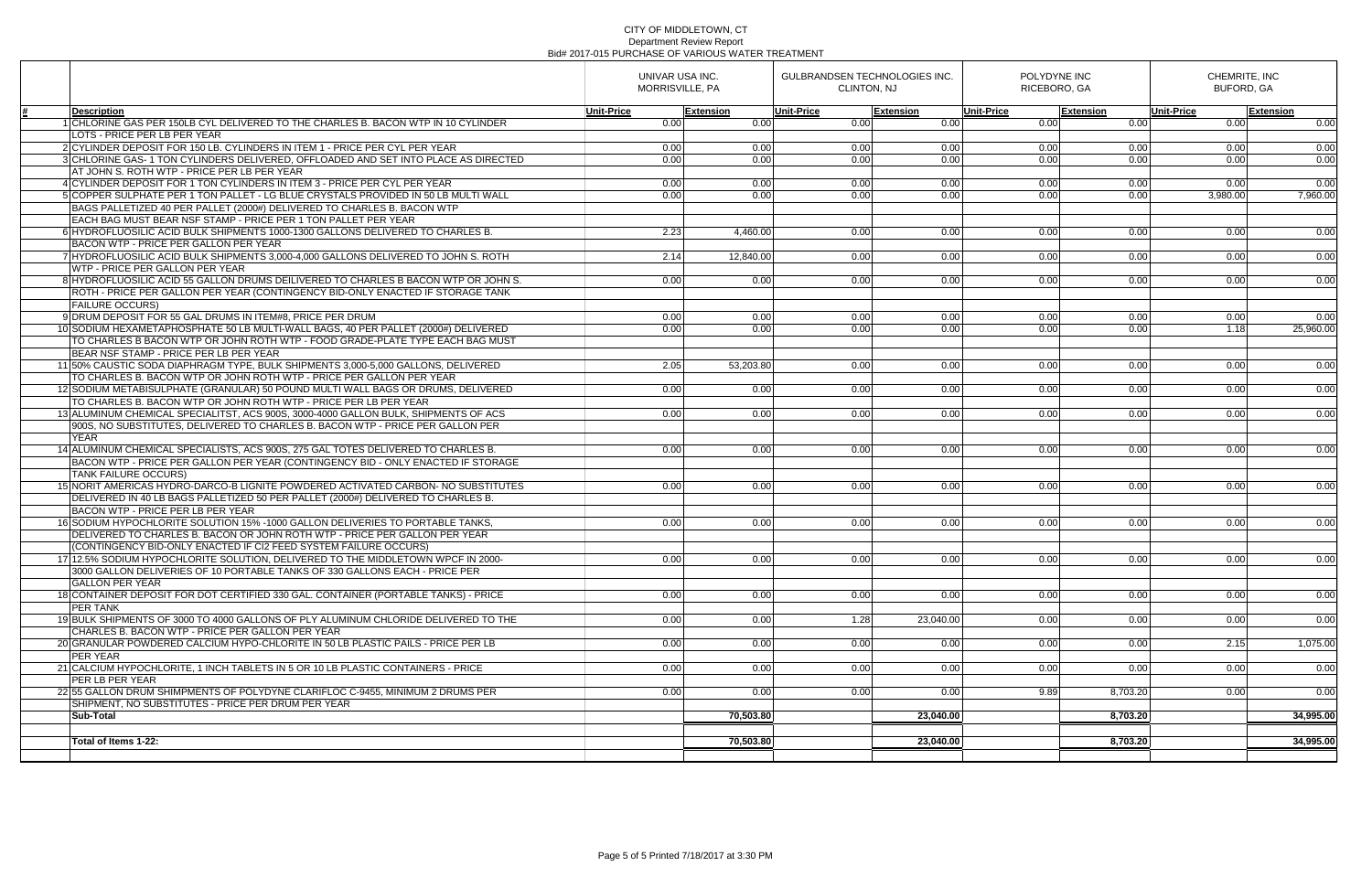CITY OF MIDDLETOWN, CT
Department Review Report
Bid# 2017-015 PURCHASE OF VARIOUS WATER TREATMENT

| # | Description | UNIVAR USA INC. MORRISVILLE, PA | | GULBRANDSEN TECHNOLOGIES INC. CLINTON, NJ | | POLYDYNE INC RICEBORO, GA | | CHEMRITE, INC BUFORD, GA | |
|---|---|---|---|---|---|---|---|---|---|
| | | Unit-Price | Extension | Unit-Price | Extension | Unit-Price | Extension | Unit-Price | Extension |
| 1 | CHLORINE GAS PER 150LB CYL DELIVERED TO THE CHARLES B. BACON WTP IN 10 CYLINDER LOTS - PRICE PER LB PER YEAR | 0.00 | 0.00 | 0.00 | 0.00 | 0.00 | 0.00 | 0.00 | 0.00 |
| 2 | CYLINDER DEPOSIT FOR 150 LB. CYLINDERS IN ITEM 1 - PRICE PER CYL PER YEAR | 0.00 | 0.00 | 0.00 | 0.00 | 0.00 | 0.00 | 0.00 | 0.00 |
| 3 | CHLORINE GAS- 1 TON CYLINDERS DELIVERED, OFFLOADED AND SET INTO PLACE AS DIRECTED AT JOHN S. ROTH WTP - PRICE PER LB PER YEAR | 0.00 | 0.00 | 0.00 | 0.00 | 0.00 | 0.00 | 0.00 | 0.00 |
| 4 | CYLINDER DEPOSIT FOR 1 TON CYLINDERS IN ITEM 3 - PRICE PER CYL PER YEAR | 0.00 | 0.00 | 0.00 | 0.00 | 0.00 | 0.00 | 0.00 | 0.00 |
| 5 | COPPER SULPHATE PER 1 TON PALLET - LG BLUE CRYSTALS PROVIDED IN 50 LB MULTI WALL BAGS PALLETIZED 40 PER PALLET (2000#) DELIVERED TO CHARLES B. BACON WTP EACH BAG MUST BEAR NSF STAMP - PRICE PER 1 TON PALLET PER YEAR | 0.00 | 0.00 | 0.00 | 0.00 | 0.00 | 0.00 | 3,980.00 | 7,960.00 |
| 6 | HYDROFLUOSILIC ACID BULK SHIPMENTS 1000-1300 GALLONS DELIVERED TO CHARLES B. BACON WTP - PRICE PER GALLON PER YEAR | 2.23 | 4,460.00 | 0.00 | 0.00 | 0.00 | 0.00 | 0.00 | 0.00 |
| 7 | HYDROFLUOSILIC ACID BULK SHIPMENTS 3,000-4,000 GALLONS DELIVERED TO JOHN S. ROTH WTP - PRICE PER GALLON PER YEAR | 2.14 | 12,840.00 | 0.00 | 0.00 | 0.00 | 0.00 | 0.00 | 0.00 |
| 8 | HYDROFLUOSILIC ACID 55 GALLON DRUMS DEILIVERED TO CHARLES B BACON WTP OR JOHN S. ROTH - PRICE PER GALLON PER YEAR (CONTINGENCY BID-ONLY ENACTED IF STORAGE TANK FAILURE OCCURS) | 0.00 | 0.00 | 0.00 | 0.00 | 0.00 | 0.00 | 0.00 | 0.00 |
| 9 | DRUM DEPOSIT FOR 55 GAL DRUMS IN ITEM#8, PRICE PER DRUM | 0.00 | 0.00 | 0.00 | 0.00 | 0.00 | 0.00 | 0.00 | 0.00 |
| 10 | SODIUM HEXAMETAPHOSPHATE 50 LB MULTI-WALL BAGS, 40 PER PALLET (2000#) DELIVERED TO CHARLES B BACON WTP - FOOD GRADE-PLATE TYPE EACH BAG MUST BEAR NSF STAMP - PRICE PER LB PER YEAR | 0.00 | 0.00 | 0.00 | 0.00 | 0.00 | 0.00 | 1.18 | 25,960.00 |
| 11 | 50% CAUSTIC SODA DIAPHRAGM TYPE, BULK SHIPMENTS 3,000-5,000 GALLONS, DELIVERED TO CHARLES B. BACON WTP OR JOHN ROTH WTP - PRICE PER GALLON PER YEAR | 2.05 | 53,203.80 | 0.00 | 0.00 | 0.00 | 0.00 | 0.00 | 0.00 |
| 12 | SODIUM METABISULPHATE (GRANULAR) 50 POUND MULTI WALL BAGS OR DRUMS, DELIVERED TO CHARLES B. BACON WTP OR JOHN ROTH WTP - PRICE PER LB PER YEAR | 0.00 | 0.00 | 0.00 | 0.00 | 0.00 | 0.00 | 0.00 | 0.00 |
| 13 | ALUMINUM CHEMICAL SPECIALITST, ACS 900S, 3000-4000 GALLON BULK, SHIPMENTS OF ACS 900S, NO SUBSTITUTES, DELIVERED TO CHARLES B. BACON WTP - PRICE PER GALLON PER YEAR | 0.00 | 0.00 | 0.00 | 0.00 | 0.00 | 0.00 | 0.00 | 0.00 |
| 14 | ALUMINUM CHEMICAL SPECIALISTS, ACS 900S, 275 GAL TOTES DELIVERED TO CHARLES B. BACON WTP - PRICE PER GALLON PER YEAR (CONTINGENCY BID - ONLY ENACTED IF STORAGE TANK FAILURE OCCURS) | 0.00 | 0.00 | 0.00 | 0.00 | 0.00 | 0.00 | 0.00 | 0.00 |
| 15 | NORIT AMERICAS HYDRO-DARCO-B LIGNITE POWDERED ACTIVATED CARBON- NO SUBSTITUTES DELIVERED IN 40 LB BAGS PALLETIZED 50 PER PALLET (2000#) DELIVERED TO CHARLES B. BACON WTP - PRICE PER LB PER YEAR | 0.00 | 0.00 | 0.00 | 0.00 | 0.00 | 0.00 | 0.00 | 0.00 |
| 16 | SODIUM HYPOCHLORITE SOLUTION 15% -1000 GALLON DELIVERIES TO PORTABLE TANKS, DELIVERED TO CHARLES B. BACON OR JOHN ROTH WTP - PRICE PER GALLON PER YEAR (CONTINGENCY BID-ONLY ENACTED IF Cl2 FEED SYSTEM FAILURE OCCURS) | 0.00 | 0.00 | 0.00 | 0.00 | 0.00 | 0.00 | 0.00 | 0.00 |
| 17 | 12.5% SODIUM HYPOCHLORITE SOLUTION, DELIVERED TO THE MIDDLETOWN WPCF IN 2000-3000 GALLON DELIVERIES OF 10 PORTABLE TANKS OF 330 GALLONS EACH - PRICE PER GALLON PER YEAR | 0.00 | 0.00 | 0.00 | 0.00 | 0.00 | 0.00 | 0.00 | 0.00 |
| 18 | CONTAINER DEPOSIT FOR DOT CERTIFIED 330 GAL. CONTAINER (PORTABLE TANKS) - PRICE PER TANK | 0.00 | 0.00 | 0.00 | 0.00 | 0.00 | 0.00 | 0.00 | 0.00 |
| 19 | BULK SHIPMENTS OF 3000 TO 4000 GALLONS OF PLY ALUMINUM CHLORIDE DELIVERED TO THE CHARLES B. BACON WTP - PRICE PER GALLON PER YEAR | 0.00 | 0.00 | 1.28 | 23,040.00 | 0.00 | 0.00 | 0.00 | 0.00 |
| 20 | GRANULAR POWDERED CALCIUM HYPO-CHLORITE IN 50 LB PLASTIC PAILS - PRICE PER LB PER YEAR | 0.00 | 0.00 | 0.00 | 0.00 | 0.00 | 0.00 | 2.15 | 1,075.00 |
| 21 | CALCIUM HYPOCHLORITE, 1 INCH TABLETS IN 5 OR 10 LB PLASTIC CONTAINERS - PRICE PER LB PER YEAR | 0.00 | 0.00 | 0.00 | 0.00 | 0.00 | 0.00 | 0.00 | 0.00 |
| 22 | 55 GALLON DRUM SHIMPMENTS OF POLYDYNE CLARIFLOC C-9455, MINIMUM 2 DRUMS PER SHIPMENT, NO SUBSTITUTES - PRICE PER DRUM PER YEAR | 0.00 | 0.00 | 0.00 | 0.00 | 9.89 | 8,703.20 | 0.00 | 0.00 |
| | **Sub-Total** | | **70,503.80** | | **23,040.00** | | **8,703.20** | | **34,995.00** |
| | **Total of Items 1-22:** | | **70,503.80** | | **23,040.00** | | **8,703.20** | | **34,995.00** |

Page 5 of 5 Printed 7/18/2017 at 3:30 PM